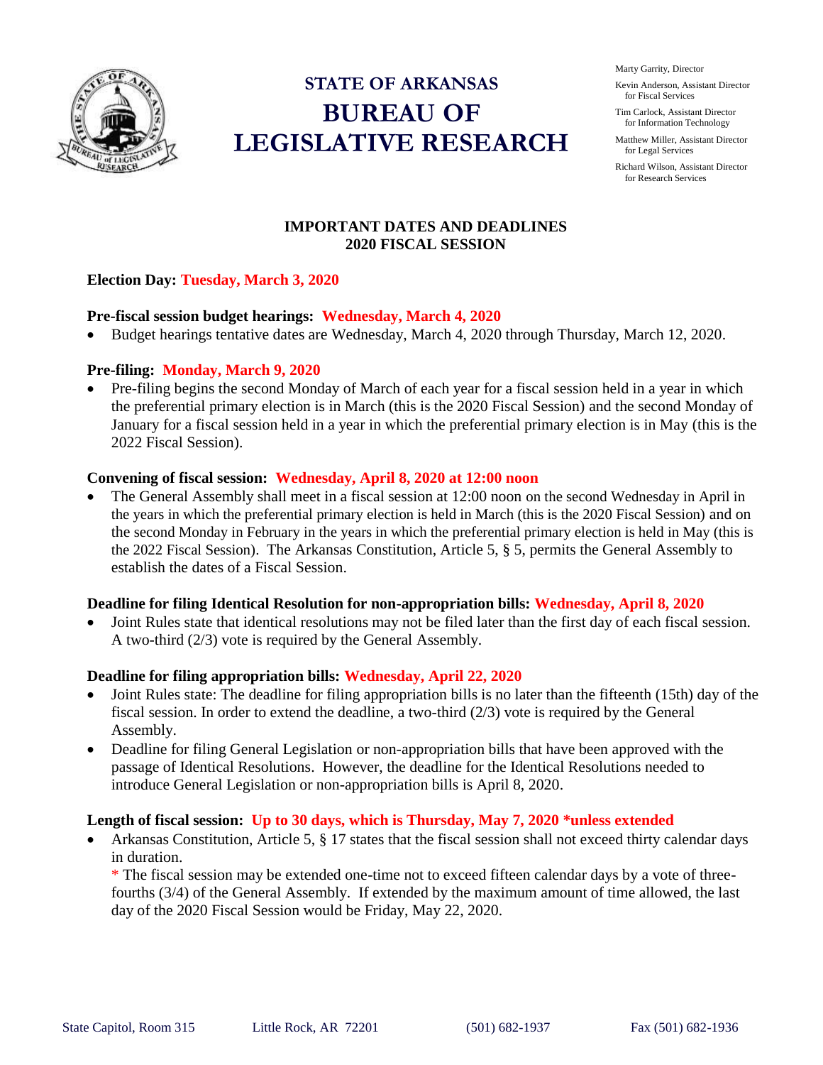# STATE OF ARKANSAS
# BUREAU OF LEGISLATIVE RESEARCH

Marty Garrity, Director

Kevin Anderson, Assistant Director for Fiscal Services

Tim Carlock, Assistant Director for Information Technology

Matthew Miller, Assistant Director for Legal Services

Richard Wilson, Assistant Director for Research Services

## IMPORTANT DATES AND DEADLINES
## 2020 FISCAL SESSION

**Election Day: Tuesday, March 3, 2020**

**Pre-fiscal session budget hearings: Wednesday, March 4, 2020**

- Budget hearings tentative dates are Wednesday, March 4, 2020 through Thursday, March 12, 2020.

**Pre-filing: Monday, March 9, 2020**

- Pre-filing begins the second Monday of March of each year for a fiscal session held in a year in which the preferential primary election is in March (this is the 2020 Fiscal Session) and the second Monday of January for a fiscal session held in a year in which the preferential primary election is in May (this is the 2022 Fiscal Session).

**Convening of fiscal session: Wednesday, April 8, 2020 at 12:00 noon**

- The General Assembly shall meet in a fiscal session at 12:00 noon on the second Wednesday in April in the years in which the preferential primary election is held in March (this is the 2020 Fiscal Session) and on the second Monday in February in the years in which the preferential primary election is held in May (this is the 2022 Fiscal Session). The Arkansas Constitution, Article 5, § 5, permits the General Assembly to establish the dates of a Fiscal Session.

**Deadline for filing Identical Resolution for non-appropriation bills: Wednesday, April 8, 2020**

- Joint Rules state that identical resolutions may not be filed later than the first day of each fiscal session. A two-third (2/3) vote is required by the General Assembly.

**Deadline for filing appropriation bills: Wednesday, April 22, 2020**

- Joint Rules state: The deadline for filing appropriation bills is no later than the fifteenth (15th) day of the fiscal session. In order to extend the deadline, a two-third (2/3) vote is required by the General Assembly.
- Deadline for filing General Legislation or non-appropriation bills that have been approved with the passage of Identical Resolutions. However, the deadline for the Identical Resolutions needed to introduce General Legislation or non-appropriation bills is April 8, 2020.

**Length of fiscal session: Up to 30 days, which is Thursday, May 7, 2020 *unless extended**

- Arkansas Constitution, Article 5, § 17 states that the fiscal session shall not exceed thirty calendar days in duration.
  * The fiscal session may be extended one-time not to exceed fifteen calendar days by a vote of three-fourths (3/4) of the General Assembly. If extended by the maximum amount of time allowed, the last day of the 2020 Fiscal Session would be Friday, May 22, 2020.

State Capitol, Room 315 Little Rock, AR 72201 (501) 682-1937 Fax (501) 682-1936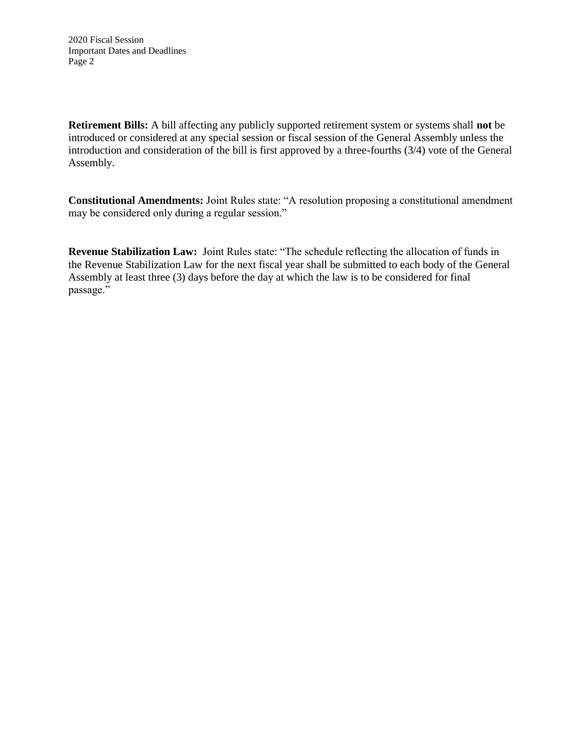**Retirement Bills:** A bill affecting any publicly supported retirement system or systems shall **not** be introduced or considered at any special session or fiscal session of the General Assembly unless the introduction and consideration of the bill is first approved by a three-fourths (3/4) vote of the General Assembly.

**Constitutional Amendments:** Joint Rules state: "A resolution proposing a constitutional amendment may be considered only during a regular session."

**Revenue Stabilization Law:** Joint Rules state: "The schedule reflecting the allocation of funds in the Revenue Stabilization Law for the next fiscal year shall be submitted to each body of the General Assembly at least three (3) days before the day at which the law is to be considered for final passage."